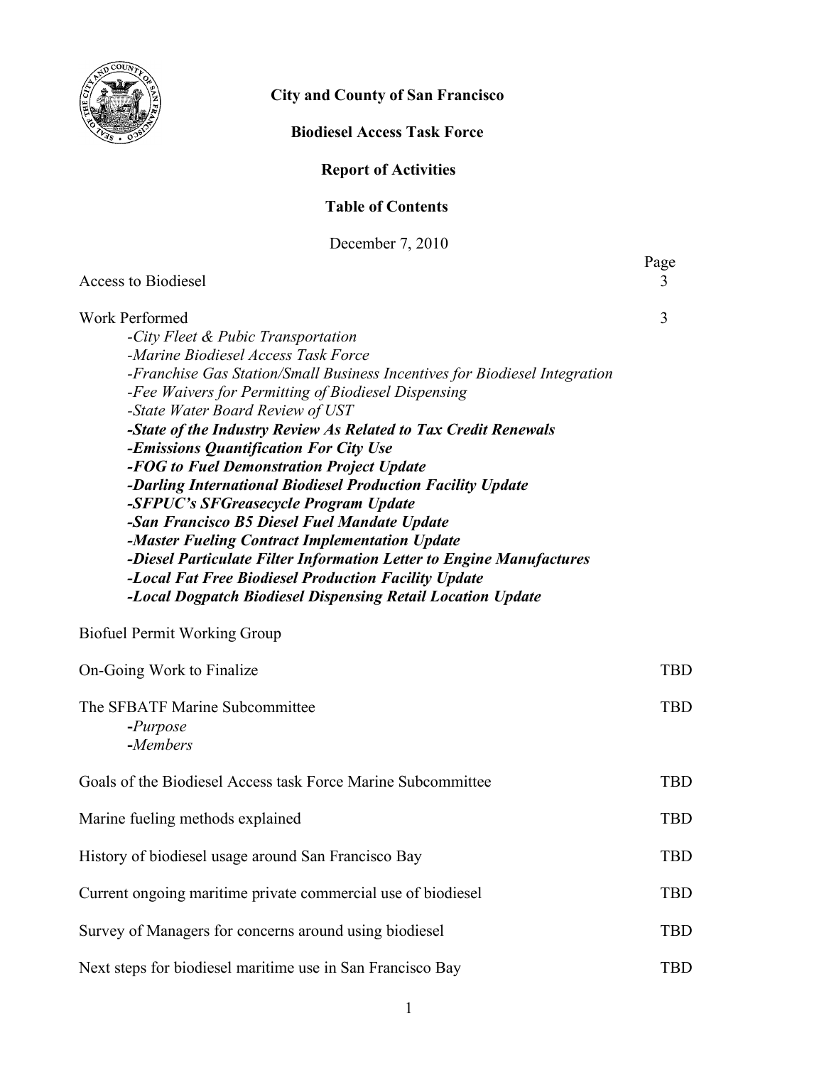**City and County of San Francisco**

**Biodiesel Access Task Force**

**Report of Activities**

**Table of Contents**

December 7, 2010

| | Page |
|---|---|
| Access to Biodiesel | 3 |
| Work Performed | 3 |
| *-City Fleet & Pubic Transportation* | |
| *-Marine Biodiesel Access Task Force* | |
| *-Franchise Gas Station/Small Business Incentives for Biodiesel Integration* | |
| *-Fee Waivers for Permitting of Biodiesel Dispensing* | |
| *-State Water Board Review of UST* | |
| ***-State of the Industry Review As Related to Tax Credit Renewals*** | |
| ***-Emissions Quantification For City Use*** | |
| ***-FOG to Fuel Demonstration Project Update*** | |
| ***-Darling International Biodiesel Production Facility Update*** | |
| ***-SFPUC's SFGreasecycle Program Update*** | |
| ***-San Francisco B5 Diesel Fuel Mandate Update*** | |
| ***-Master Fueling Contract Implementation Update*** | |
| ***-Diesel Particulate Filter Information Letter to Engine Manufactures*** | |
| ***-Local Fat Free Biodiesel Production Facility Update*** | |
| ***-Local Dogpatch Biodiesel Dispensing Retail Location Update*** | |
| Biofuel Permit Working Group | |
| On-Going Work to Finalize | TBD |
| The SFBATF Marine Subcommittee | TBD |
| -*Purpose* | |
| -*Members* | |
| Goals of the Biodiesel Access task Force Marine Subcommittee | TBD |
| Marine fueling methods explained | TBD |
| History of biodiesel usage around San Francisco Bay | TBD |
| Current ongoing maritime private commercial use of biodiesel | TBD |
| Survey of Managers for concerns around using biodiesel | TBD |
| Next steps for biodiesel maritime use in San Francisco Bay | TBD |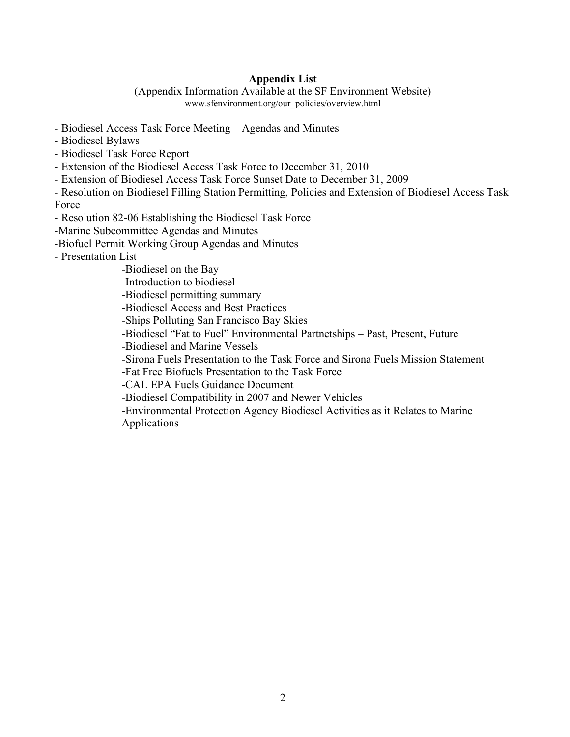**Appendix List**

(Appendix Information Available at the SF Environment Website)
www.sfenvironment.org/our_policies/overview.html

- Biodiesel Access Task Force Meeting – Agendas and Minutes
- Biodiesel Bylaws
- Biodiesel Task Force Report
- Extension of the Biodiesel Access Task Force to December 31, 2010
- Extension of Biodiesel Access Task Force Sunset Date to December 31, 2009
- Resolution on Biodiesel Filling Station Permitting, Policies and Extension of Biodiesel Access Task Force
- Resolution 82-06 Establishing the Biodiesel Task Force
- Marine Subcommittee Agendas and Minutes
- Biofuel Permit Working Group Agendas and Minutes
- Presentation List
    - Biodiesel on the Bay
    - Introduction to biodiesel
    - Biodiesel permitting summary
    - Biodiesel Access and Best Practices
    - Ships Polluting San Francisco Bay Skies
    - Biodiesel "Fat to Fuel" Environmental Partnetships – Past, Present, Future
    - Biodiesel and Marine Vessels
    - Sirona Fuels Presentation to the Task Force and Sirona Fuels Mission Statement
    - Fat Free Biofuels Presentation to the Task Force
    - CAL EPA Fuels Guidance Document
    - Biodiesel Compatibility in 2007 and Newer Vehicles
    - Environmental Protection Agency Biodiesel Activities as it Relates to Marine Applications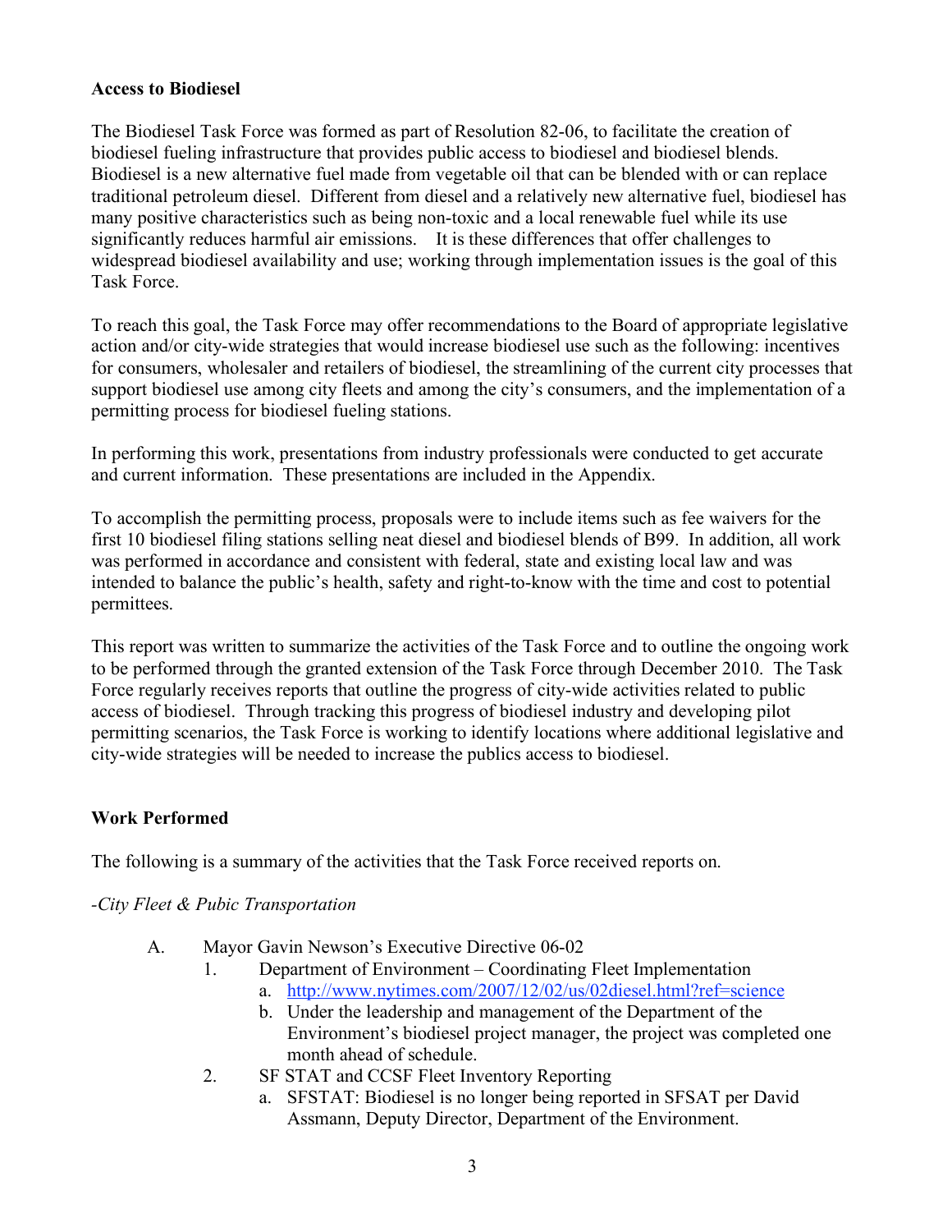**Access to Biodiesel**

The Biodiesel Task Force was formed as part of Resolution 82-06, to facilitate the creation of biodiesel fueling infrastructure that provides public access to biodiesel and biodiesel blends. Biodiesel is a new alternative fuel made from vegetable oil that can be blended with or can replace traditional petroleum diesel. Different from diesel and a relatively new alternative fuel, biodiesel has many positive characteristics such as being non-toxic and a local renewable fuel while its use significantly reduces harmful air emissions. It is these differences that offer challenges to widespread biodiesel availability and use; working through implementation issues is the goal of this Task Force.

To reach this goal, the Task Force may offer recommendations to the Board of appropriate legislative action and/or city-wide strategies that would increase biodiesel use such as the following: incentives for consumers, wholesaler and retailers of biodiesel, the streamlining of the current city processes that support biodiesel use among city fleets and among the city's consumers, and the implementation of a permitting process for biodiesel fueling stations.

In performing this work, presentations from industry professionals were conducted to get accurate and current information. These presentations are included in the Appendix.

To accomplish the permitting process, proposals were to include items such as fee waivers for the first 10 biodiesel filing stations selling neat diesel and biodiesel blends of B99. In addition, all work was performed in accordance and consistent with federal, state and existing local law and was intended to balance the public's health, safety and right-to-know with the time and cost to potential permittees.

This report was written to summarize the activities of the Task Force and to outline the ongoing work to be performed through the granted extension of the Task Force through December 2010. The Task Force regularly receives reports that outline the progress of city-wide activities related to public access of biodiesel. Through tracking this progress of biodiesel industry and developing pilot permitting scenarios, the Task Force is working to identify locations where additional legislative and city-wide strategies will be needed to increase the publics access to biodiesel.

**Work Performed**

The following is a summary of the activities that the Task Force received reports on.

*-City Fleet & Pubic Transportation*

A. Mayor Gavin Newson's Executive Directive 06-02
   1. Department of Environment – Coordinating Fleet Implementation
      a. http://www.nytimes.com/2007/12/02/us/02diesel.html?ref=science
      b. Under the leadership and management of the Department of the Environment's biodiesel project manager, the project was completed one month ahead of schedule.
   2. SF STAT and CCSF Fleet Inventory Reporting
      a. SFSTAT: Biodiesel is no longer being reported in SFSAT per David Assmann, Deputy Director, Department of the Environment.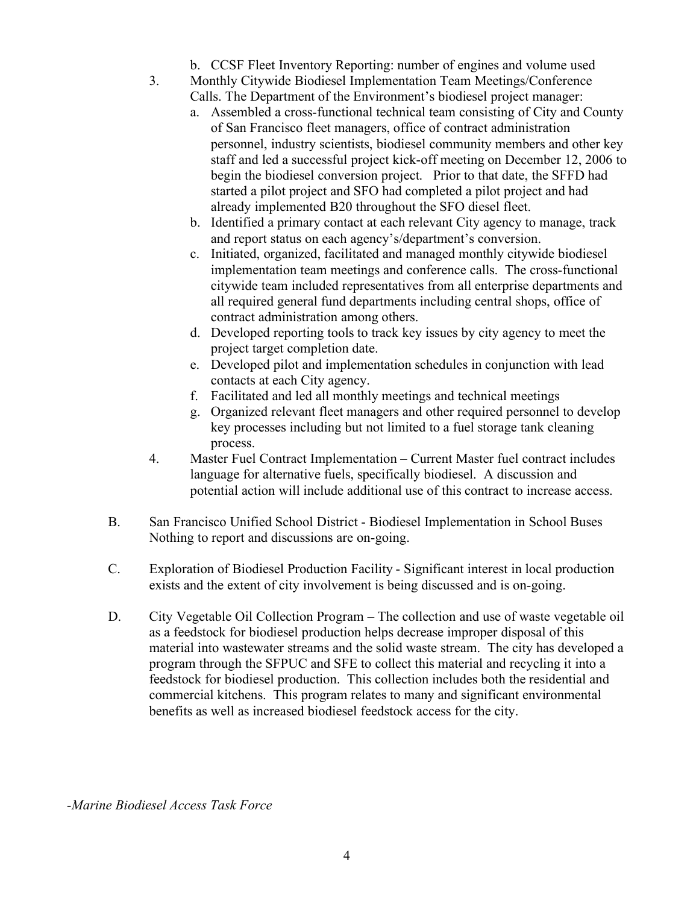b. CCSF Fleet Inventory Reporting: number of engines and volume used

3. Monthly Citywide Biodiesel Implementation Team Meetings/Conference Calls. The Department of the Environment's biodiesel project manager:
   a. Assembled a cross-functional technical team consisting of City and County of San Francisco fleet managers, office of contract administration personnel, industry scientists, biodiesel community members and other key staff and led a successful project kick-off meeting on December 12, 2006 to begin the biodiesel conversion project. Prior to that date, the SFFD had started a pilot project and SFO had completed a pilot project and had already implemented B20 throughout the SFO diesel fleet.
   b. Identified a primary contact at each relevant City agency to manage, track and report status on each agency's/department's conversion.
   c. Initiated, organized, facilitated and managed monthly citywide biodiesel implementation team meetings and conference calls. The cross-functional citywide team included representatives from all enterprise departments and all required general fund departments including central shops, office of contract administration among others.
   d. Developed reporting tools to track key issues by city agency to meet the project target completion date.
   e. Developed pilot and implementation schedules in conjunction with lead contacts at each City agency.
   f. Facilitated and led all monthly meetings and technical meetings
   g. Organized relevant fleet managers and other required personnel to develop key processes including but not limited to a fuel storage tank cleaning process.

4. Master Fuel Contract Implementation – Current Master fuel contract includes language for alternative fuels, specifically biodiesel. A discussion and potential action will include additional use of this contract to increase access.

B. San Francisco Unified School District - Biodiesel Implementation in School Buses Nothing to report and discussions are on-going.

C. Exploration of Biodiesel Production Facility - Significant interest in local production exists and the extent of city involvement is being discussed and is on-going.

D. City Vegetable Oil Collection Program – The collection and use of waste vegetable oil as a feedstock for biodiesel production helps decrease improper disposal of this material into wastewater streams and the solid waste stream. The city has developed a program through the SFPUC and SFE to collect this material and recycling it into a feedstock for biodiesel production. This collection includes both the residential and commercial kitchens. This program relates to many and significant environmental benefits as well as increased biodiesel feedstock access for the city.

*-Marine Biodiesel Access Task Force*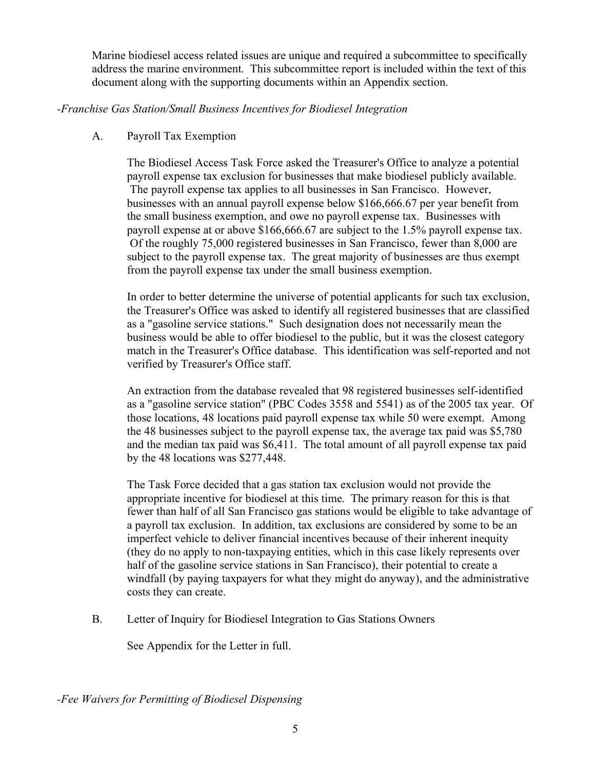Marine biodiesel access related issues are unique and required a subcommittee to specifically address the marine environment. This subcommittee report is included within the text of this document along with the supporting documents within an Appendix section.

*-Franchise Gas Station/Small Business Incentives for Biodiesel Integration*

A. Payroll Tax Exemption

The Biodiesel Access Task Force asked the Treasurer's Office to analyze a potential payroll expense tax exclusion for businesses that make biodiesel publicly available. The payroll expense tax applies to all businesses in San Francisco. However, businesses with an annual payroll expense below $166,666.67 per year benefit from the small business exemption, and owe no payroll expense tax. Businesses with payroll expense at or above $166,666.67 are subject to the 1.5% payroll expense tax. Of the roughly 75,000 registered businesses in San Francisco, fewer than 8,000 are subject to the payroll expense tax. The great majority of businesses are thus exempt from the payroll expense tax under the small business exemption.

In order to better determine the universe of potential applicants for such tax exclusion, the Treasurer's Office was asked to identify all registered businesses that are classified as a "gasoline service stations." Such designation does not necessarily mean the business would be able to offer biodiesel to the public, but it was the closest category match in the Treasurer's Office database. This identification was self-reported and not verified by Treasurer's Office staff.

An extraction from the database revealed that 98 registered businesses self-identified as a "gasoline service station" (PBC Codes 3558 and 5541) as of the 2005 tax year. Of those locations, 48 locations paid payroll expense tax while 50 were exempt. Among the 48 businesses subject to the payroll expense tax, the average tax paid was $5,780 and the median tax paid was $6,411. The total amount of all payroll expense tax paid by the 48 locations was $277,448.

The Task Force decided that a gas station tax exclusion would not provide the appropriate incentive for biodiesel at this time. The primary reason for this is that fewer than half of all San Francisco gas stations would be eligible to take advantage of a payroll tax exclusion. In addition, tax exclusions are considered by some to be an imperfect vehicle to deliver financial incentives because of their inherent inequity (they do no apply to non-taxpaying entities, which in this case likely represents over half of the gasoline service stations in San Francisco), their potential to create a windfall (by paying taxpayers for what they might do anyway), and the administrative costs they can create.

B. Letter of Inquiry for Biodiesel Integration to Gas Stations Owners

See Appendix for the Letter in full.

*-Fee Waivers for Permitting of Biodiesel Dispensing*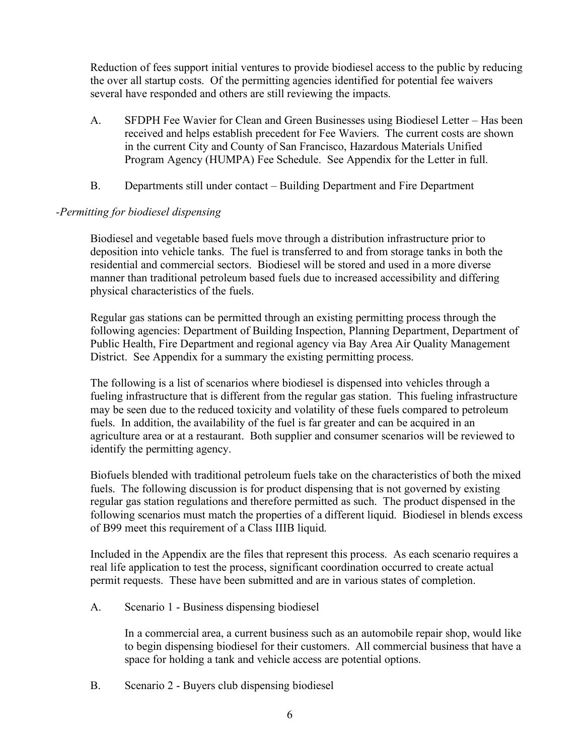Reduction of fees support initial ventures to provide biodiesel access to the public by reducing the over all startup costs. Of the permitting agencies identified for potential fee waivers several have responded and others are still reviewing the impacts.

A. SFDPH Fee Wavier for Clean and Green Businesses using Biodiesel Letter – Has been received and helps establish precedent for Fee Waviers. The current costs are shown in the current City and County of San Francisco, Hazardous Materials Unified Program Agency (HUMPA) Fee Schedule. See Appendix for the Letter in full.

B. Departments still under contact – Building Department and Fire Department

*-Permitting for biodiesel dispensing*

Biodiesel and vegetable based fuels move through a distribution infrastructure prior to deposition into vehicle tanks. The fuel is transferred to and from storage tanks in both the residential and commercial sectors. Biodiesel will be stored and used in a more diverse manner than traditional petroleum based fuels due to increased accessibility and differing physical characteristics of the fuels.

Regular gas stations can be permitted through an existing permitting process through the following agencies: Department of Building Inspection, Planning Department, Department of Public Health, Fire Department and regional agency via Bay Area Air Quality Management District. See Appendix for a summary the existing permitting process.

The following is a list of scenarios where biodiesel is dispensed into vehicles through a fueling infrastructure that is different from the regular gas station. This fueling infrastructure may be seen due to the reduced toxicity and volatility of these fuels compared to petroleum fuels. In addition, the availability of the fuel is far greater and can be acquired in an agriculture area or at a restaurant. Both supplier and consumer scenarios will be reviewed to identify the permitting agency.

Biofuels blended with traditional petroleum fuels take on the characteristics of both the mixed fuels. The following discussion is for product dispensing that is not governed by existing regular gas station regulations and therefore permitted as such. The product dispensed in the following scenarios must match the properties of a different liquid. Biodiesel in blends excess of B99 meet this requirement of a Class IIIB liquid.

Included in the Appendix are the files that represent this process. As each scenario requires a real life application to test the process, significant coordination occurred to create actual permit requests. These have been submitted and are in various states of completion.

A. Scenario 1 - Business dispensing biodiesel

   In a commercial area, a current business such as an automobile repair shop, would like to begin dispensing biodiesel for their customers. All commercial business that have a space for holding a tank and vehicle access are potential options.

B. Scenario 2 - Buyers club dispensing biodiesel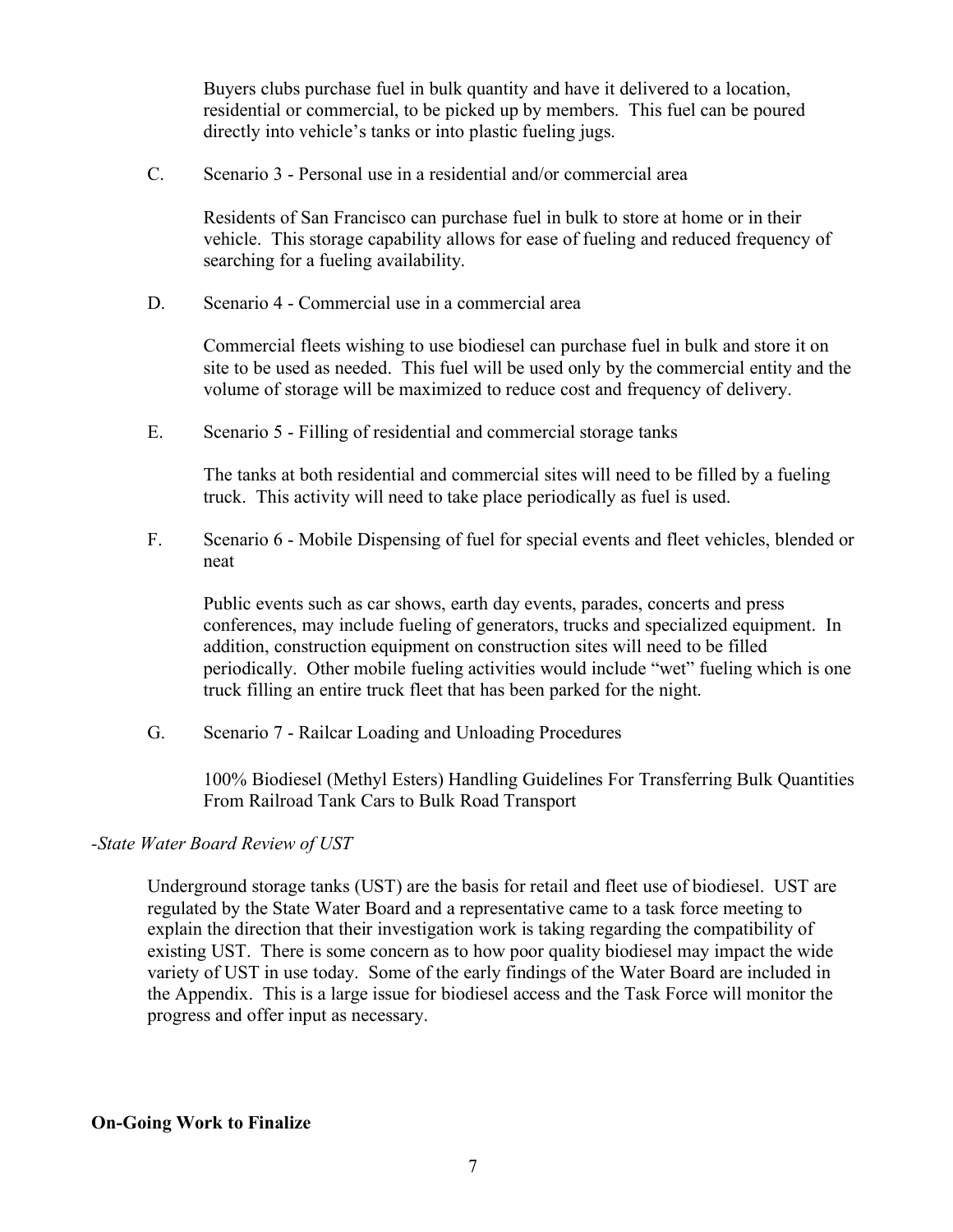Buyers clubs purchase fuel in bulk quantity and have it delivered to a location, residential or commercial, to be picked up by members. This fuel can be poured directly into vehicle's tanks or into plastic fueling jugs.

C. Scenario 3 - Personal use in a residential and/or commercial area

Residents of San Francisco can purchase fuel in bulk to store at home or in their vehicle. This storage capability allows for ease of fueling and reduced frequency of searching for a fueling availability.

D. Scenario 4 - Commercial use in a commercial area

Commercial fleets wishing to use biodiesel can purchase fuel in bulk and store it on site to be used as needed. This fuel will be used only by the commercial entity and the volume of storage will be maximized to reduce cost and frequency of delivery.

E. Scenario 5 - Filling of residential and commercial storage tanks

The tanks at both residential and commercial sites will need to be filled by a fueling truck. This activity will need to take place periodically as fuel is used.

F. Scenario 6 - Mobile Dispensing of fuel for special events and fleet vehicles, blended or neat

Public events such as car shows, earth day events, parades, concerts and press conferences, may include fueling of generators, trucks and specialized equipment. In addition, construction equipment on construction sites will need to be filled periodically. Other mobile fueling activities would include "wet" fueling which is one truck filling an entire truck fleet that has been parked for the night.

G. Scenario 7 - Railcar Loading and Unloading Procedures

100% Biodiesel (Methyl Esters) Handling Guidelines For Transferring Bulk Quantities From Railroad Tank Cars to Bulk Road Transport

*-State Water Board Review of UST*

Underground storage tanks (UST) are the basis for retail and fleet use of biodiesel. UST are regulated by the State Water Board and a representative came to a task force meeting to explain the direction that their investigation work is taking regarding the compatibility of existing UST. There is some concern as to how poor quality biodiesel may impact the wide variety of UST in use today. Some of the early findings of the Water Board are included in the Appendix. This is a large issue for biodiesel access and the Task Force will monitor the progress and offer input as necessary.

**On-Going Work to Finalize**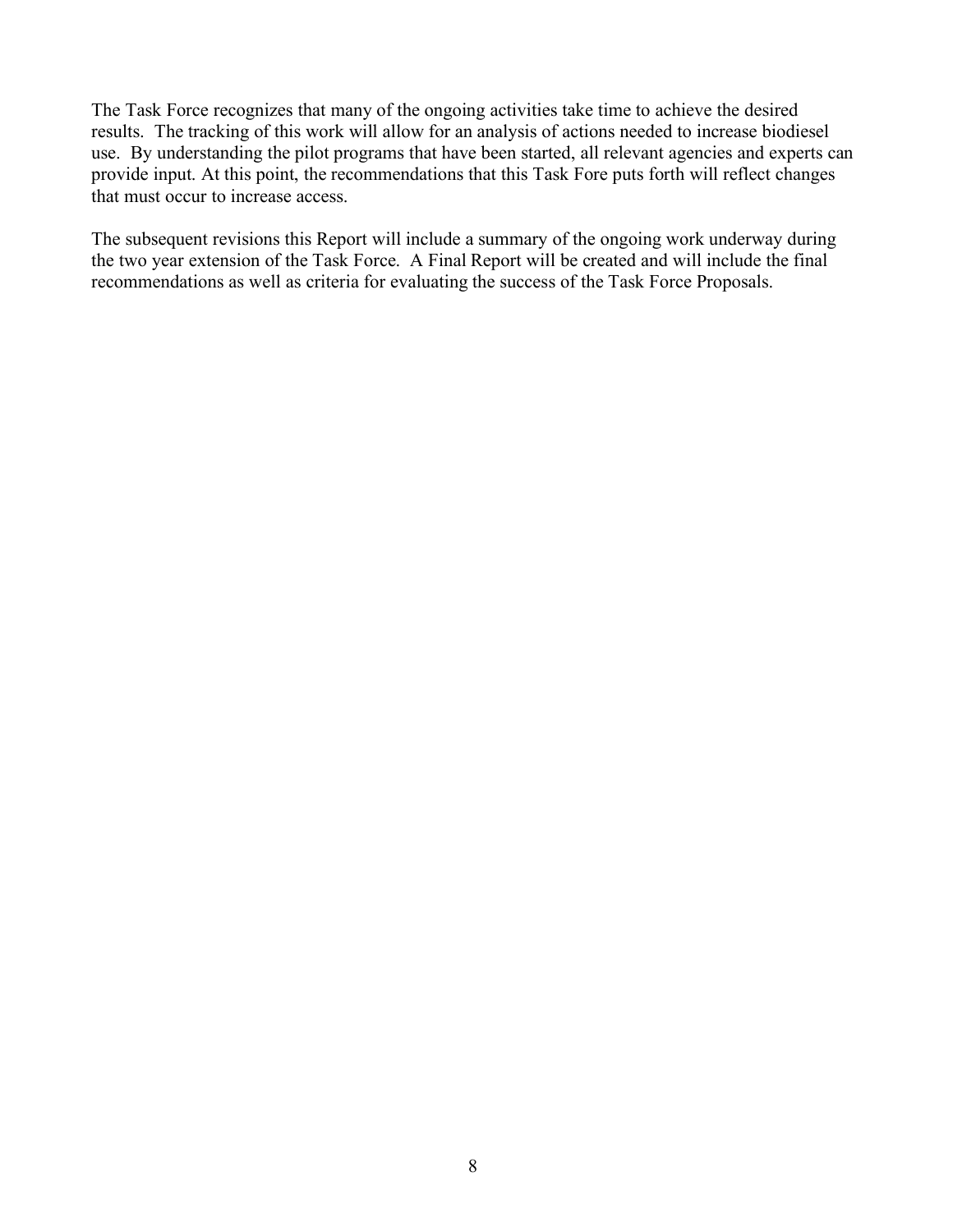The Task Force recognizes that many of the ongoing activities take time to achieve the desired results. The tracking of this work will allow for an analysis of actions needed to increase biodiesel use. By understanding the pilot programs that have been started, all relevant agencies and experts can provide input. At this point, the recommendations that this Task Fore puts forth will reflect changes that must occur to increase access.

The subsequent revisions this Report will include a summary of the ongoing work underway during the two year extension of the Task Force. A Final Report will be created and will include the final recommendations as well as criteria for evaluating the success of the Task Force Proposals.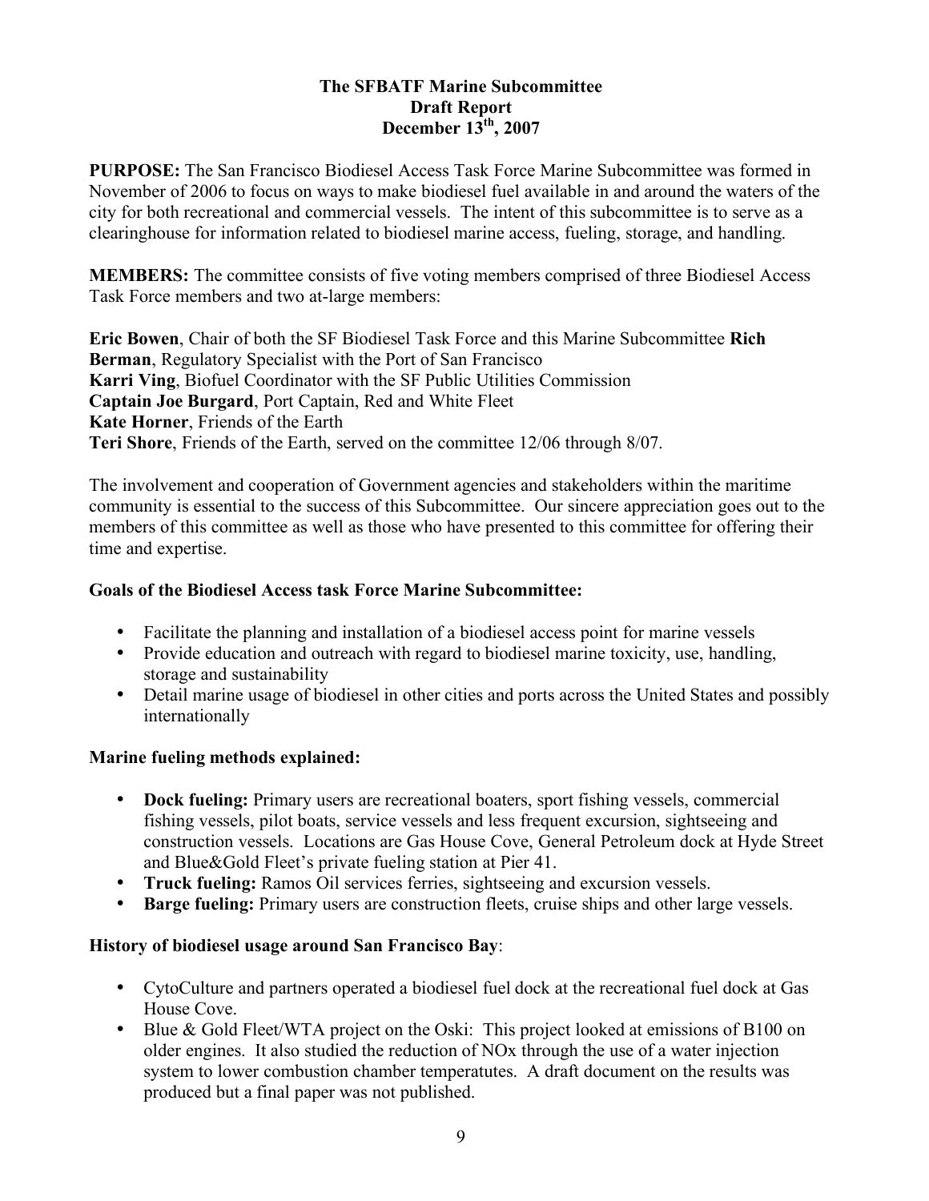**The SFBATF Marine Subcommittee**
**Draft Report**
**December 13th, 2007**

**PURPOSE:** The San Francisco Biodiesel Access Task Force Marine Subcommittee was formed in November of 2006 to focus on ways to make biodiesel fuel available in and around the waters of the city for both recreational and commercial vessels. The intent of this subcommittee is to serve as a clearinghouse for information related to biodiesel marine access, fueling, storage, and handling.

**MEMBERS:** The committee consists of five voting members comprised of three Biodiesel Access Task Force members and two at-large members:

**Eric Bowen**, Chair of both the SF Biodiesel Task Force and this Marine Subcommittee
**Rich Berman**, Regulatory Specialist with the Port of San Francisco
**Karri Ving**, Biofuel Coordinator with the SF Public Utilities Commission
**Captain Joe Burgard**, Port Captain, Red and White Fleet
**Kate Horner**, Friends of the Earth
**Teri Shore**, Friends of the Earth, served on the committee 12/06 through 8/07.

The involvement and cooperation of Government agencies and stakeholders within the maritime community is essential to the success of this Subcommittee. Our sincere appreciation goes out to the members of this committee as well as those who have presented to this committee for offering their time and expertise.

**Goals of the Biodiesel Access task Force Marine Subcommittee:**

- Facilitate the planning and installation of a biodiesel access point for marine vessels
- Provide education and outreach with regard to biodiesel marine toxicity, use, handling, storage and sustainability
- Detail marine usage of biodiesel in other cities and ports across the United States and possibly internationally

**Marine fueling methods explained:**

- **Dock fueling:** Primary users are recreational boaters, sport fishing vessels, commercial fishing vessels, pilot boats, service vessels and less frequent excursion, sightseeing and construction vessels. Locations are Gas House Cove, General Petroleum dock at Hyde Street and Blue&Gold Fleet's private fueling station at Pier 41.
- **Truck fueling:** Ramos Oil services ferries, sightseeing and excursion vessels.
- **Barge fueling:** Primary users are construction fleets, cruise ships and other large vessels.

**History of biodiesel usage around San Francisco Bay**:

- CytoCulture and partners operated a biodiesel fuel dock at the recreational fuel dock at Gas House Cove.
- Blue & Gold Fleet/WTA project on the Oski: This project looked at emissions of B100 on older engines. It also studied the reduction of NOx through the use of a water injection system to lower combustion chamber temperatutes. A draft document on the results was produced but a final paper was not published.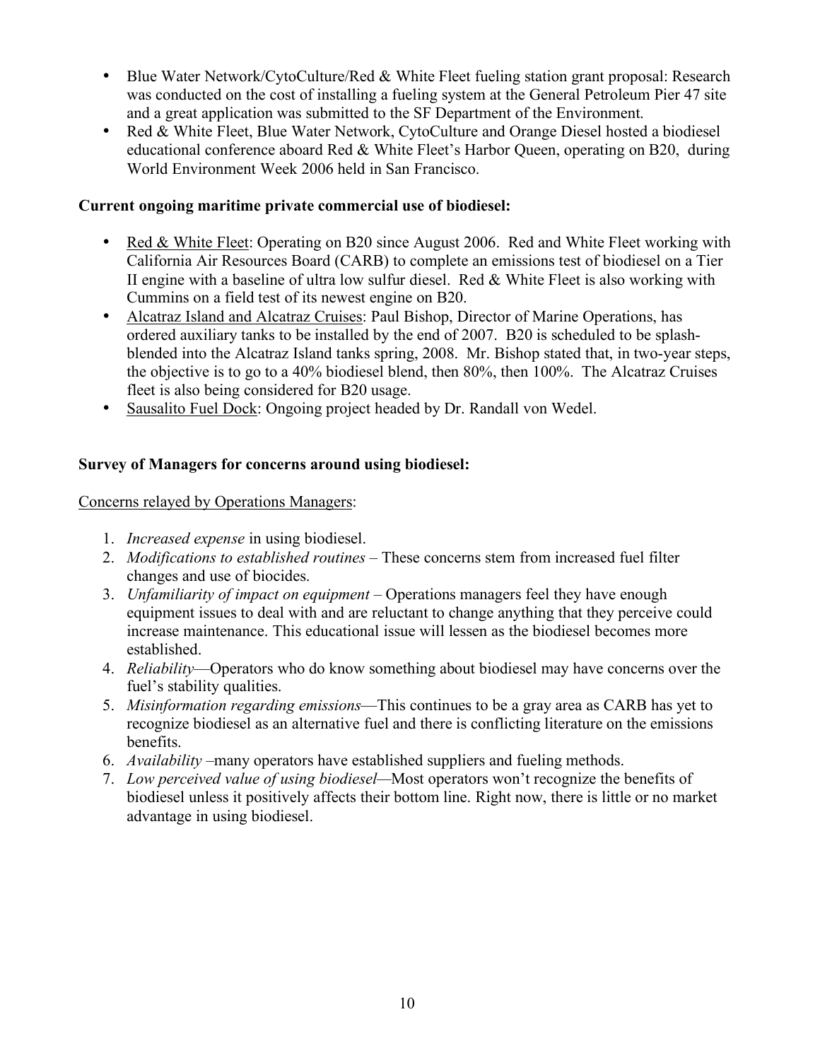- Blue Water Network/CytoCulture/Red & White Fleet fueling station grant proposal: Research was conducted on the cost of installing a fueling system at the General Petroleum Pier 47 site and a great application was submitted to the SF Department of the Environment.
- Red & White Fleet, Blue Water Network, CytoCulture and Orange Diesel hosted a biodiesel educational conference aboard Red & White Fleet's Harbor Queen, operating on B20, during World Environment Week 2006 held in San Francisco.

**Current ongoing maritime private commercial use of biodiesel:**

- <u>Red & White Fleet</u>: Operating on B20 since August 2006. Red and White Fleet working with California Air Resources Board (CARB) to complete an emissions test of biodiesel on a Tier II engine with a baseline of ultra low sulfur diesel. Red & White Fleet is also working with Cummins on a field test of its newest engine on B20.
- <u>Alcatraz Island and Alcatraz Cruises</u>: Paul Bishop, Director of Marine Operations, has ordered auxiliary tanks to be installed by the end of 2007. B20 is scheduled to be splash-blended into the Alcatraz Island tanks spring, 2008. Mr. Bishop stated that, in two-year steps, the objective is to go to a 40% biodiesel blend, then 80%, then 100%. The Alcatraz Cruises fleet is also being considered for B20 usage.
- <u>Sausalito Fuel Dock</u>: Ongoing project headed by Dr. Randall von Wedel.

**Survey of Managers for concerns around using biodiesel:**

<u>Concerns relayed by Operations Managers</u>:

1. *Increased expense* in using biodiesel.
2. *Modifications to established routines* – These concerns stem from increased fuel filter changes and use of biocides.
3. *Unfamiliarity of impact on equipment* – Operations managers feel they have enough equipment issues to deal with and are reluctant to change anything that they perceive could increase maintenance. This educational issue will lessen as the biodiesel becomes more established.
4. *Reliability*—Operators who do know something about biodiesel may have concerns over the fuel's stability qualities.
5. *Misinformation regarding emissions*—This continues to be a gray area as CARB has yet to recognize biodiesel as an alternative fuel and there is conflicting literature on the emissions benefits.
6. *Availability* –many operators have established suppliers and fueling methods.
7. *Low perceived value of using biodiesel*—Most operators won't recognize the benefits of biodiesel unless it positively affects their bottom line. Right now, there is little or no market advantage in using biodiesel.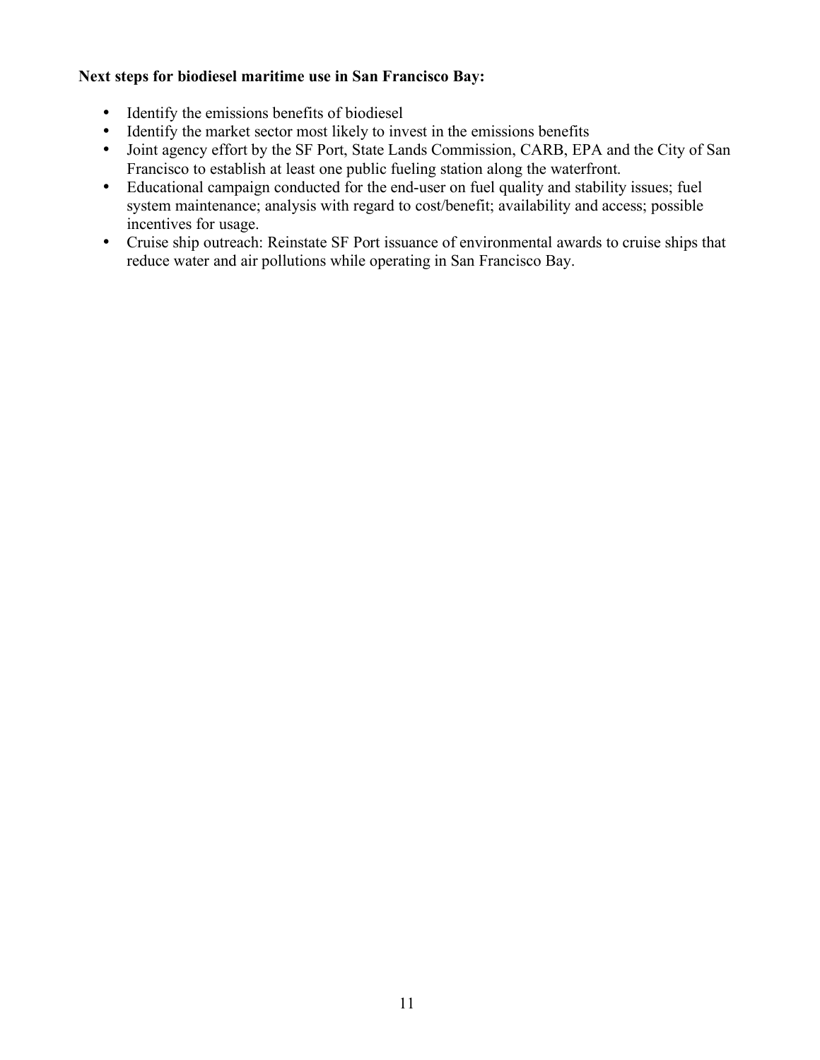**Next steps for biodiesel maritime use in San Francisco Bay:**

- Identify the emissions benefits of biodiesel
- Identify the market sector most likely to invest in the emissions benefits
- Joint agency effort by the SF Port, State Lands Commission, CARB, EPA and the City of San Francisco to establish at least one public fueling station along the waterfront.
- Educational campaign conducted for the end-user on fuel quality and stability issues; fuel system maintenance; analysis with regard to cost/benefit; availability and access; possible incentives for usage.
- Cruise ship outreach: Reinstate SF Port issuance of environmental awards to cruise ships that reduce water and air pollutions while operating in San Francisco Bay.